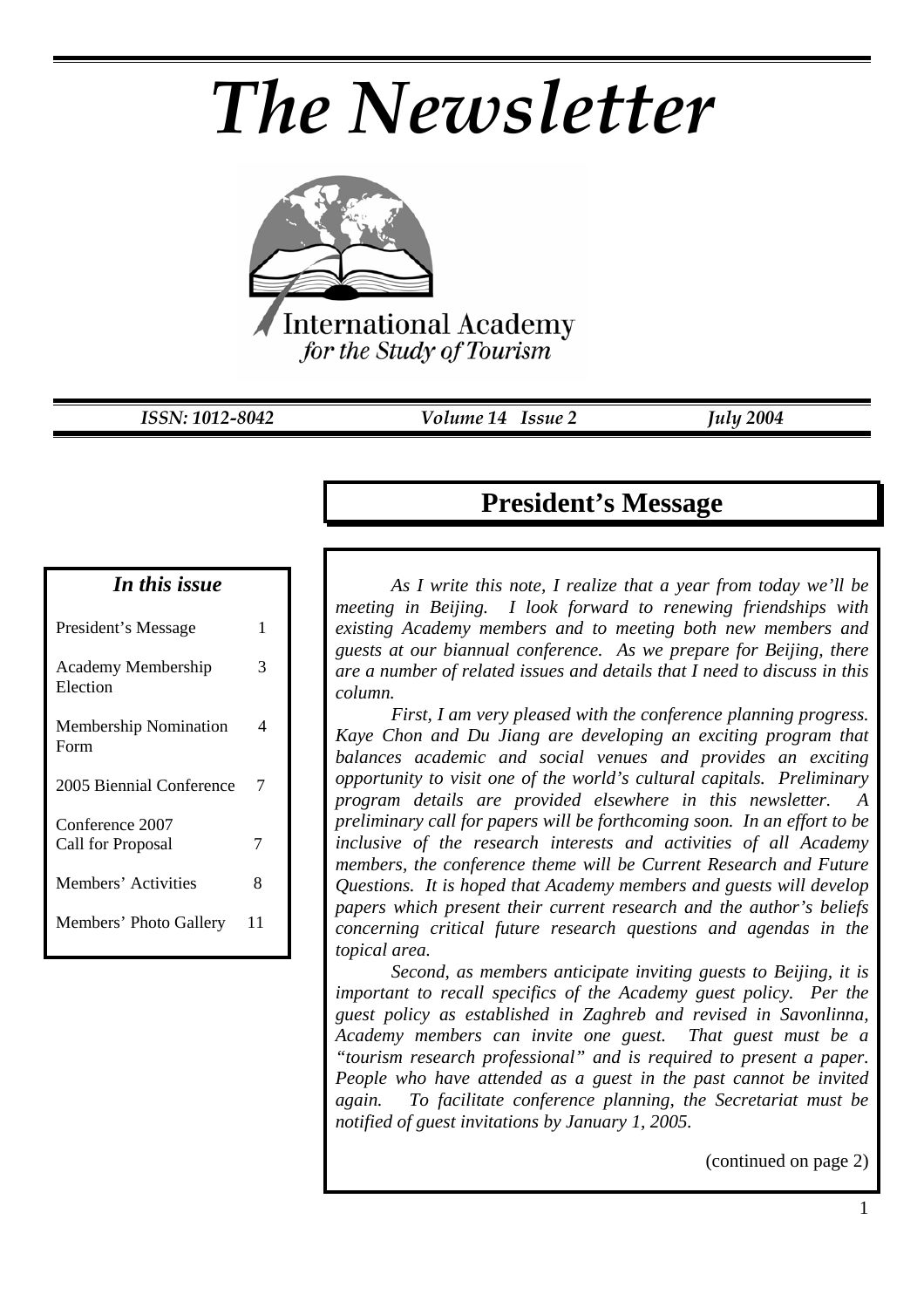# The Newsletter

International Academy
*for the Study of Tourism*

*ISSN: 1012-8042* *Volume 14 Issue 2* *July 2004*

## *In this issue*

| | |
|---|---|
| President's Message | 1 |
| Academy Membership Election | 3 |
| Membership Nomination Form | 4 |
| 2005 Biennial Conference | 7 |
| Conference 2007 Call for Proposal | 7 |
| Members' Activities | 8 |
| Members' Photo Gallery | 11 |

## President's Message

*As I write this note, I realize that a year from today we'll be meeting in Beijing. I look forward to renewing friendships with existing Academy members and to meeting both new members and guests at our biannual conference. As we prepare for Beijing, there are a number of related issues and details that I need to discuss in this column.*

*First, I am very pleased with the conference planning progress. Kaye Chon and Du Jiang are developing an exciting program that balances academic and social venues and provides an exciting opportunity to visit one of the world's cultural capitals. Preliminary program details are provided elsewhere in this newsletter. A preliminary call for papers will be forthcoming soon. In an effort to be inclusive of the research interests and activities of all Academy members, the conference theme will be Current Research and Future Questions. It is hoped that Academy members and guests will develop papers which present their current research and the author's beliefs concerning critical future research questions and agendas in the topical area.*

*Second, as members anticipate inviting guests to Beijing, it is important to recall specifics of the Academy guest policy. Per the guest policy as established in Zaghreb and revised in Savonlinna, Academy members can invite one guest. That guest must be a "tourism research professional" and is required to present a paper. People who have attended as a guest in the past cannot be invited again. To facilitate conference planning, the Secretariat must be notified of guest invitations by January 1, 2005.*

(continued on page 2)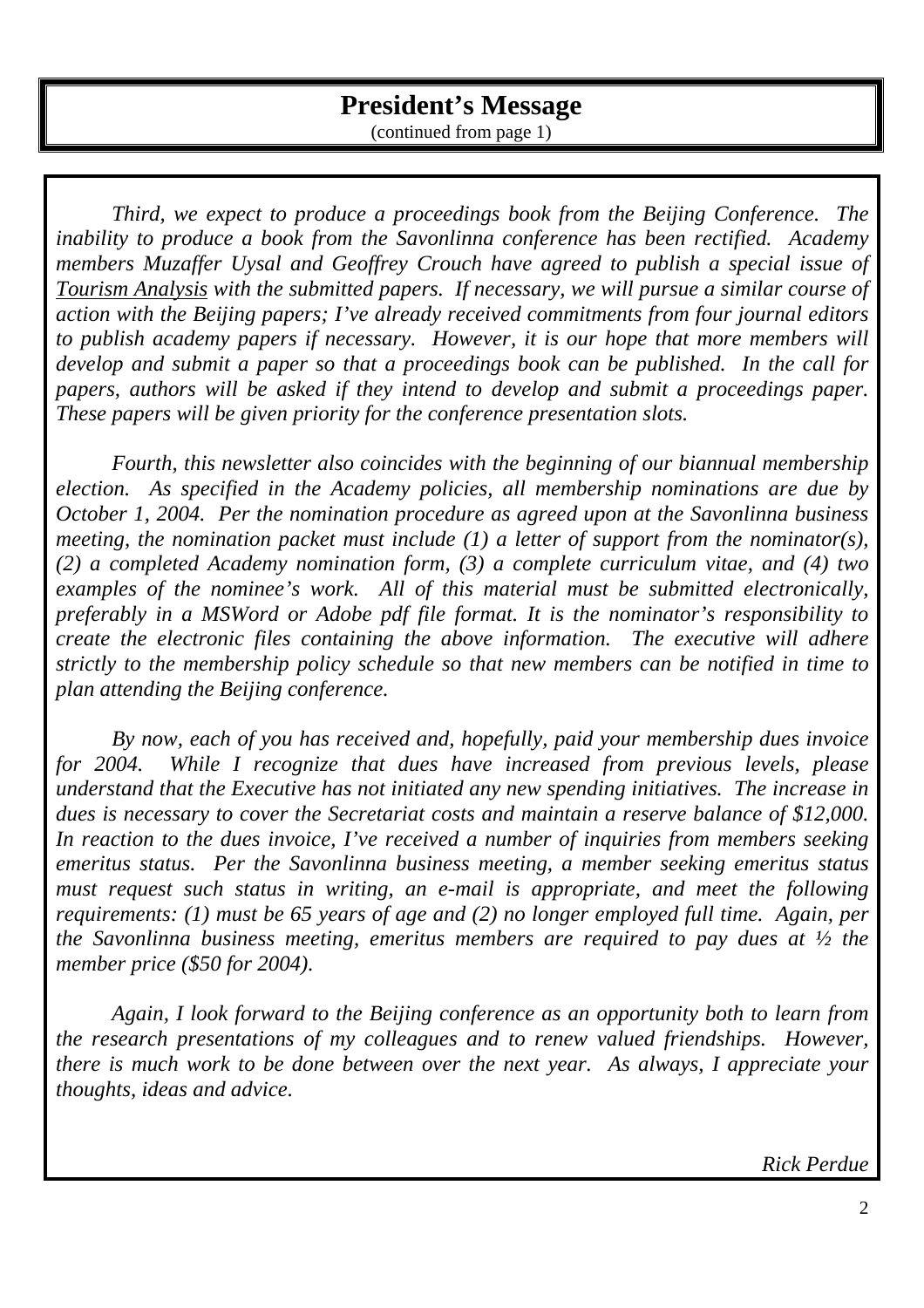# President's Message

(continued from page 1)

*Third, we expect to produce a proceedings book from the Beijing Conference. The inability to produce a book from the Savonlinna conference has been rectified. Academy members Muzaffer Uysal and Geoffrey Crouch have agreed to publish a special issue of Tourism Analysis with the submitted papers. If necessary, we will pursue a similar course of action with the Beijing papers; I've already received commitments from four journal editors to publish academy papers if necessary. However, it is our hope that more members will develop and submit a paper so that a proceedings book can be published. In the call for papers, authors will be asked if they intend to develop and submit a proceedings paper. These papers will be given priority for the conference presentation slots.*

*Fourth, this newsletter also coincides with the beginning of our biannual membership election. As specified in the Academy policies, all membership nominations are due by October 1, 2004. Per the nomination procedure as agreed upon at the Savonlinna business meeting, the nomination packet must include (1) a letter of support from the nominator(s), (2) a completed Academy nomination form, (3) a complete curriculum vitae, and (4) two examples of the nominee's work. All of this material must be submitted electronically, preferably in a MSWord or Adobe pdf file format. It is the nominator's responsibility to create the electronic files containing the above information. The executive will adhere strictly to the membership policy schedule so that new members can be notified in time to plan attending the Beijing conference.*

*By now, each of you has received and, hopefully, paid your membership dues invoice for 2004. While I recognize that dues have increased from previous levels, please understand that the Executive has not initiated any new spending initiatives. The increase in dues is necessary to cover the Secretariat costs and maintain a reserve balance of $12,000. In reaction to the dues invoice, I've received a number of inquiries from members seeking emeritus status. Per the Savonlinna business meeting, a member seeking emeritus status must request such status in writing, an e-mail is appropriate, and meet the following requirements: (1) must be 65 years of age and (2) no longer employed full time. Again, per the Savonlinna business meeting, emeritus members are required to pay dues at ½ the member price ($50 for 2004).*

*Again, I look forward to the Beijing conference as an opportunity both to learn from the research presentations of my colleagues and to renew valued friendships. However, there is much work to be done between over the next year. As always, I appreciate your thoughts, ideas and advice.*

*Rick Perdue*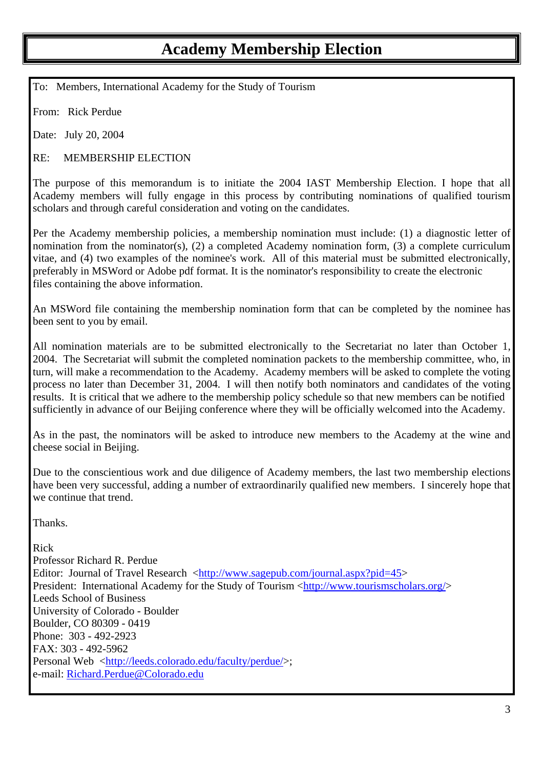# Academy Membership Election

To: Members, International Academy for the Study of Tourism

From: Rick Perdue

Date: July 20, 2004

RE: MEMBERSHIP ELECTION

The purpose of this memorandum is to initiate the 2004 IAST Membership Election. I hope that all Academy members will fully engage in this process by contributing nominations of qualified tourism scholars and through careful consideration and voting on the candidates.

Per the Academy membership policies, a membership nomination must include: (1) a diagnostic letter of nomination from the nominator(s), (2) a completed Academy nomination form, (3) a complete curriculum vitae, and (4) two examples of the nominee's work. All of this material must be submitted electronically, preferably in MSWord or Adobe pdf format. It is the nominator's responsibility to create the electronic files containing the above information.

An MSWord file containing the membership nomination form that can be completed by the nominee has been sent to you by email.

All nomination materials are to be submitted electronically to the Secretariat no later than October 1, 2004. The Secretariat will submit the completed nomination packets to the membership committee, who, in turn, will make a recommendation to the Academy. Academy members will be asked to complete the voting process no later than December 31, 2004. I will then notify both nominators and candidates of the voting results. It is critical that we adhere to the membership policy schedule so that new members can be notified sufficiently in advance of our Beijing conference where they will be officially welcomed into the Academy.

As in the past, the nominators will be asked to introduce new members to the Academy at the wine and cheese social in Beijing.

Due to the conscientious work and due diligence of Academy members, the last two membership elections have been very successful, adding a number of extraordinarily qualified new members. I sincerely hope that we continue that trend.

Thanks.

Rick  
Professor Richard R. Perdue  
Editor: Journal of Travel Research <http://www.sagepub.com/journal.aspx?pid=45>  
President: International Academy for the Study of Tourism <http://www.tourismscholars.org/>  
Leeds School of Business  
University of Colorado - Boulder  
Boulder, CO 80309 - 0419  
Phone: 303 - 492-2923  
FAX: 303 - 492-5962  
Personal Web <http://leeds.colorado.edu/faculty/perdue/>;  
e-mail: Richard.Perdue@Colorado.edu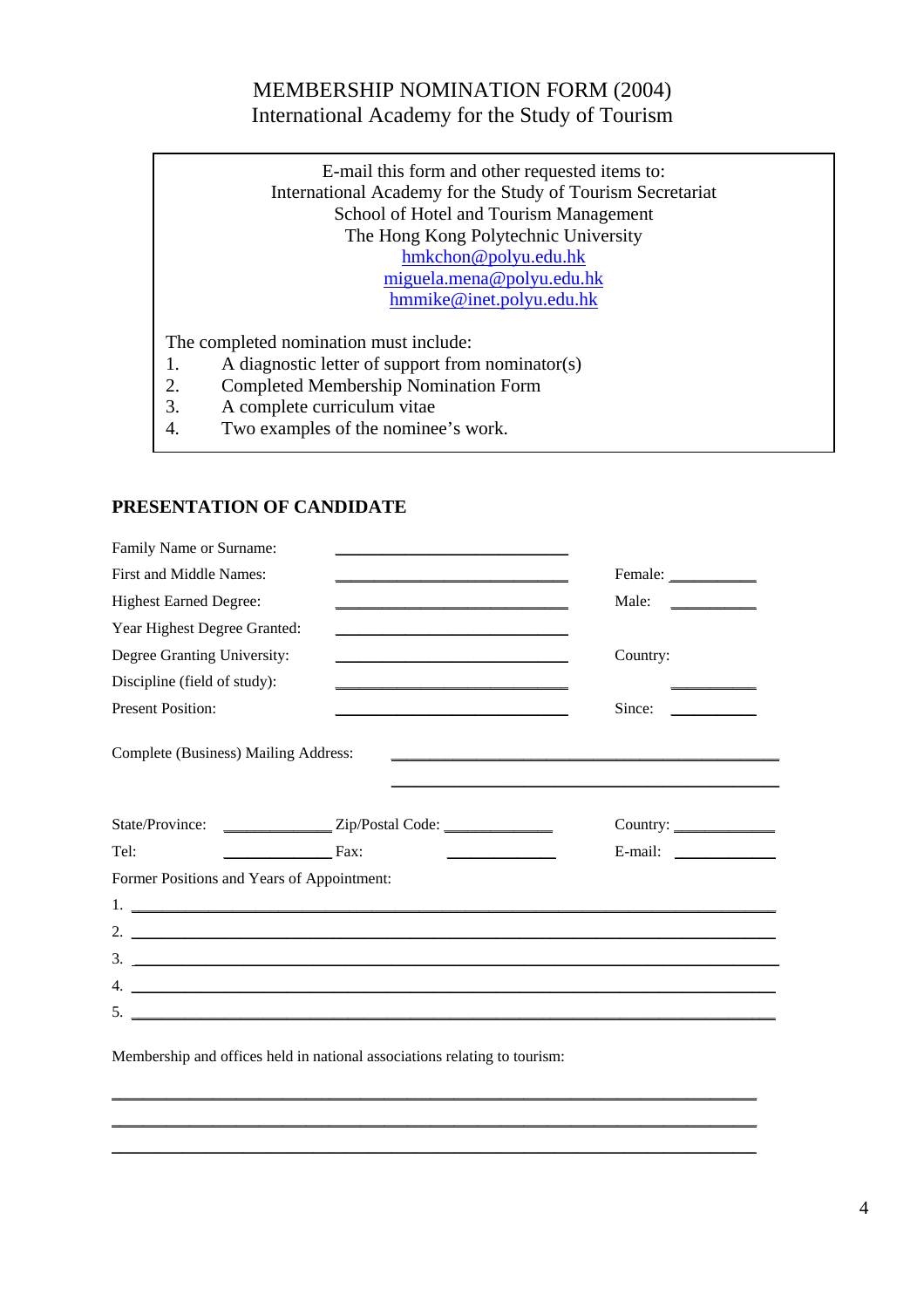# MEMBERSHIP NOMINATION FORM (2004)
## International Academy for the Study of Tourism

E-mail this form and other requested items to:
International Academy for the Study of Tourism Secretariat
School of Hotel and Tourism Management
The Hong Kong Polytechnic University
hmkchon@polyu.edu.hk
miguela.mena@polyu.edu.hk
hmmike@inet.polyu.edu.hk

The completed nomination must include:

1. A diagnostic letter of support from nominator(s)
2. Completed Membership Nomination Form
3. A complete curriculum vitae
4. Two examples of the nominee's work.

**PRESENTATION OF CANDIDATE**

Family Name or Surname: ____________________________

First and Middle Names: ____________________________ Female: __________

Highest Earned Degree: ____________________________ Male: __________

Year Highest Degree Granted: ____________________________

Degree Granting University: ____________________________ Country:

Discipline (field of study): ____________________________ __________

Present Position: ____________________________ Since: __________

Complete (Business) Mailing Address: ____________________________________________

____________________________________________

State/Province: ____________ Zip/Postal Code: ____________ Country: ____________

Tel: ____________ Fax: ____________ E-mail: ____________

Former Positions and Years of Appointment:

1. ______________________________________________________________________
2. ______________________________________________________________________
3. ______________________________________________________________________
4. ______________________________________________________________________
5. ______________________________________________________________________

Membership and offices held in national associations relating to tourism:

______________________________________________________________________

______________________________________________________________________

______________________________________________________________________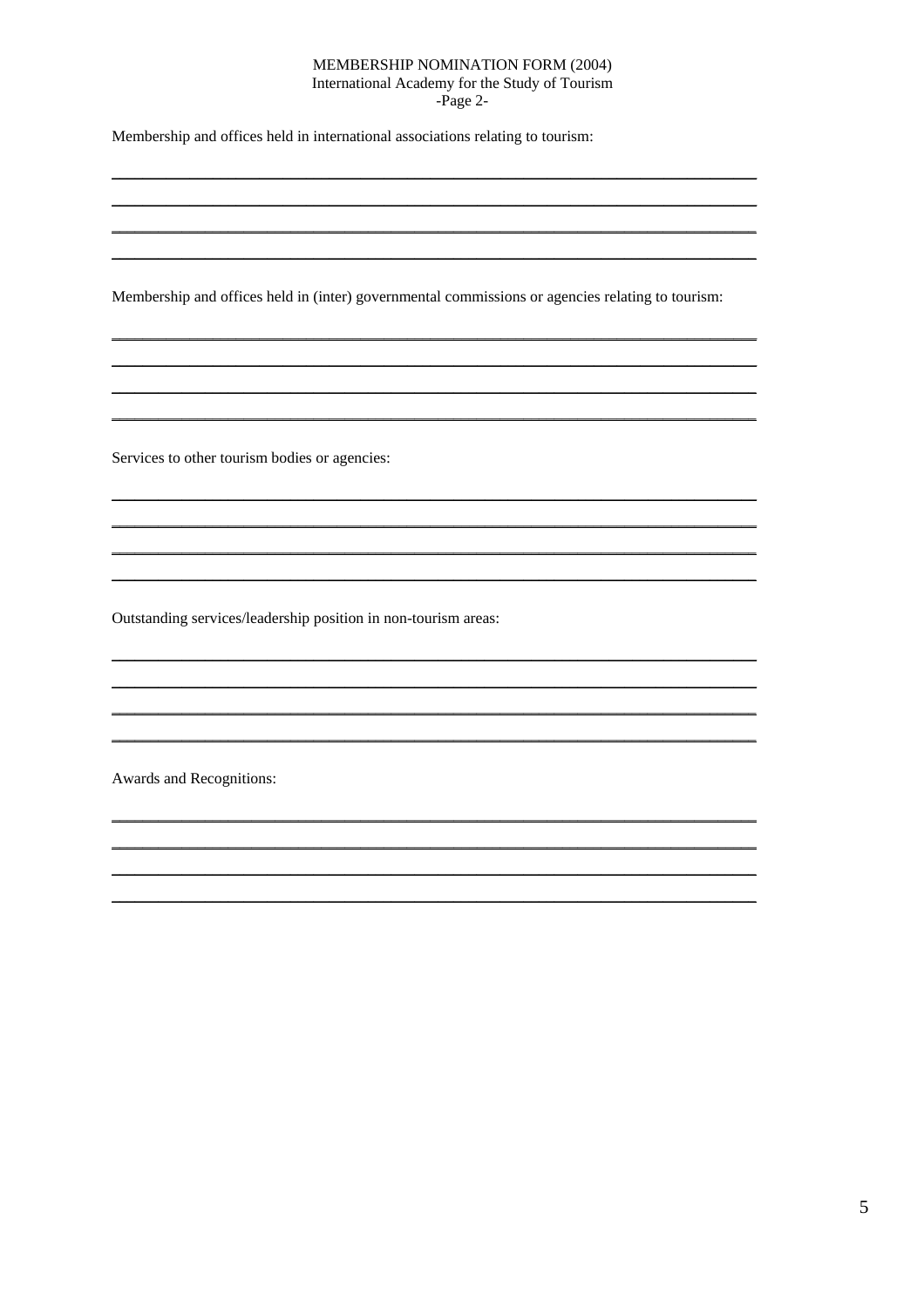MEMBERSHIP NOMINATION FORM (2004)
International Academy for the Study of Tourism
-Page 2-

Membership and offices held in international associations relating to tourism:

\_\_\_\_\_\_\_\_\_\_\_\_\_\_\_\_\_\_\_\_\_\_\_\_\_\_\_\_\_\_\_\_\_\_\_\_\_\_\_\_\_\_\_\_\_\_\_\_\_\_\_\_\_\_\_\_\_\_\_\_\_\_\_\_\_\_\_\_\_\_\_\_

\_\_\_\_\_\_\_\_\_\_\_\_\_\_\_\_\_\_\_\_\_\_\_\_\_\_\_\_\_\_\_\_\_\_\_\_\_\_\_\_\_\_\_\_\_\_\_\_\_\_\_\_\_\_\_\_\_\_\_\_\_\_\_\_\_\_\_\_\_\_\_\_

\_\_\_\_\_\_\_\_\_\_\_\_\_\_\_\_\_\_\_\_\_\_\_\_\_\_\_\_\_\_\_\_\_\_\_\_\_\_\_\_\_\_\_\_\_\_\_\_\_\_\_\_\_\_\_\_\_\_\_\_\_\_\_\_\_\_\_\_\_\_\_\_

\_\_\_\_\_\_\_\_\_\_\_\_\_\_\_\_\_\_\_\_\_\_\_\_\_\_\_\_\_\_\_\_\_\_\_\_\_\_\_\_\_\_\_\_\_\_\_\_\_\_\_\_\_\_\_\_\_\_\_\_\_\_\_\_\_\_\_\_\_\_\_\_

Membership and offices held in (inter) governmental commissions or agencies relating to tourism:

\_\_\_\_\_\_\_\_\_\_\_\_\_\_\_\_\_\_\_\_\_\_\_\_\_\_\_\_\_\_\_\_\_\_\_\_\_\_\_\_\_\_\_\_\_\_\_\_\_\_\_\_\_\_\_\_\_\_\_\_\_\_\_\_\_\_\_\_\_\_\_\_

\_\_\_\_\_\_\_\_\_\_\_\_\_\_\_\_\_\_\_\_\_\_\_\_\_\_\_\_\_\_\_\_\_\_\_\_\_\_\_\_\_\_\_\_\_\_\_\_\_\_\_\_\_\_\_\_\_\_\_\_\_\_\_\_\_\_\_\_\_\_\_\_

\_\_\_\_\_\_\_\_\_\_\_\_\_\_\_\_\_\_\_\_\_\_\_\_\_\_\_\_\_\_\_\_\_\_\_\_\_\_\_\_\_\_\_\_\_\_\_\_\_\_\_\_\_\_\_\_\_\_\_\_\_\_\_\_\_\_\_\_\_\_\_\_

\_\_\_\_\_\_\_\_\_\_\_\_\_\_\_\_\_\_\_\_\_\_\_\_\_\_\_\_\_\_\_\_\_\_\_\_\_\_\_\_\_\_\_\_\_\_\_\_\_\_\_\_\_\_\_\_\_\_\_\_\_\_\_\_\_\_\_\_\_\_\_\_

Services to other tourism bodies or agencies:

\_\_\_\_\_\_\_\_\_\_\_\_\_\_\_\_\_\_\_\_\_\_\_\_\_\_\_\_\_\_\_\_\_\_\_\_\_\_\_\_\_\_\_\_\_\_\_\_\_\_\_\_\_\_\_\_\_\_\_\_\_\_\_\_\_\_\_\_\_\_\_\_

\_\_\_\_\_\_\_\_\_\_\_\_\_\_\_\_\_\_\_\_\_\_\_\_\_\_\_\_\_\_\_\_\_\_\_\_\_\_\_\_\_\_\_\_\_\_\_\_\_\_\_\_\_\_\_\_\_\_\_\_\_\_\_\_\_\_\_\_\_\_\_\_

\_\_\_\_\_\_\_\_\_\_\_\_\_\_\_\_\_\_\_\_\_\_\_\_\_\_\_\_\_\_\_\_\_\_\_\_\_\_\_\_\_\_\_\_\_\_\_\_\_\_\_\_\_\_\_\_\_\_\_\_\_\_\_\_\_\_\_\_\_\_\_\_

\_\_\_\_\_\_\_\_\_\_\_\_\_\_\_\_\_\_\_\_\_\_\_\_\_\_\_\_\_\_\_\_\_\_\_\_\_\_\_\_\_\_\_\_\_\_\_\_\_\_\_\_\_\_\_\_\_\_\_\_\_\_\_\_\_\_\_\_\_\_\_\_

Outstanding services/leadership position in non-tourism areas:

\_\_\_\_\_\_\_\_\_\_\_\_\_\_\_\_\_\_\_\_\_\_\_\_\_\_\_\_\_\_\_\_\_\_\_\_\_\_\_\_\_\_\_\_\_\_\_\_\_\_\_\_\_\_\_\_\_\_\_\_\_\_\_\_\_\_\_\_\_\_\_\_

\_\_\_\_\_\_\_\_\_\_\_\_\_\_\_\_\_\_\_\_\_\_\_\_\_\_\_\_\_\_\_\_\_\_\_\_\_\_\_\_\_\_\_\_\_\_\_\_\_\_\_\_\_\_\_\_\_\_\_\_\_\_\_\_\_\_\_\_\_\_\_\_

\_\_\_\_\_\_\_\_\_\_\_\_\_\_\_\_\_\_\_\_\_\_\_\_\_\_\_\_\_\_\_\_\_\_\_\_\_\_\_\_\_\_\_\_\_\_\_\_\_\_\_\_\_\_\_\_\_\_\_\_\_\_\_\_\_\_\_\_\_\_\_\_

\_\_\_\_\_\_\_\_\_\_\_\_\_\_\_\_\_\_\_\_\_\_\_\_\_\_\_\_\_\_\_\_\_\_\_\_\_\_\_\_\_\_\_\_\_\_\_\_\_\_\_\_\_\_\_\_\_\_\_\_\_\_\_\_\_\_\_\_\_\_\_\_

Awards and Recognitions:

\_\_\_\_\_\_\_\_\_\_\_\_\_\_\_\_\_\_\_\_\_\_\_\_\_\_\_\_\_\_\_\_\_\_\_\_\_\_\_\_\_\_\_\_\_\_\_\_\_\_\_\_\_\_\_\_\_\_\_\_\_\_\_\_\_\_\_\_\_\_\_\_

\_\_\_\_\_\_\_\_\_\_\_\_\_\_\_\_\_\_\_\_\_\_\_\_\_\_\_\_\_\_\_\_\_\_\_\_\_\_\_\_\_\_\_\_\_\_\_\_\_\_\_\_\_\_\_\_\_\_\_\_\_\_\_\_\_\_\_\_\_\_\_\_

\_\_\_\_\_\_\_\_\_\_\_\_\_\_\_\_\_\_\_\_\_\_\_\_\_\_\_\_\_\_\_\_\_\_\_\_\_\_\_\_\_\_\_\_\_\_\_\_\_\_\_\_\_\_\_\_\_\_\_\_\_\_\_\_\_\_\_\_\_\_\_\_

\_\_\_\_\_\_\_\_\_\_\_\_\_\_\_\_\_\_\_\_\_\_\_\_\_\_\_\_\_\_\_\_\_\_\_\_\_\_\_\_\_\_\_\_\_\_\_\_\_\_\_\_\_\_\_\_\_\_\_\_\_\_\_\_\_\_\_\_\_\_\_\_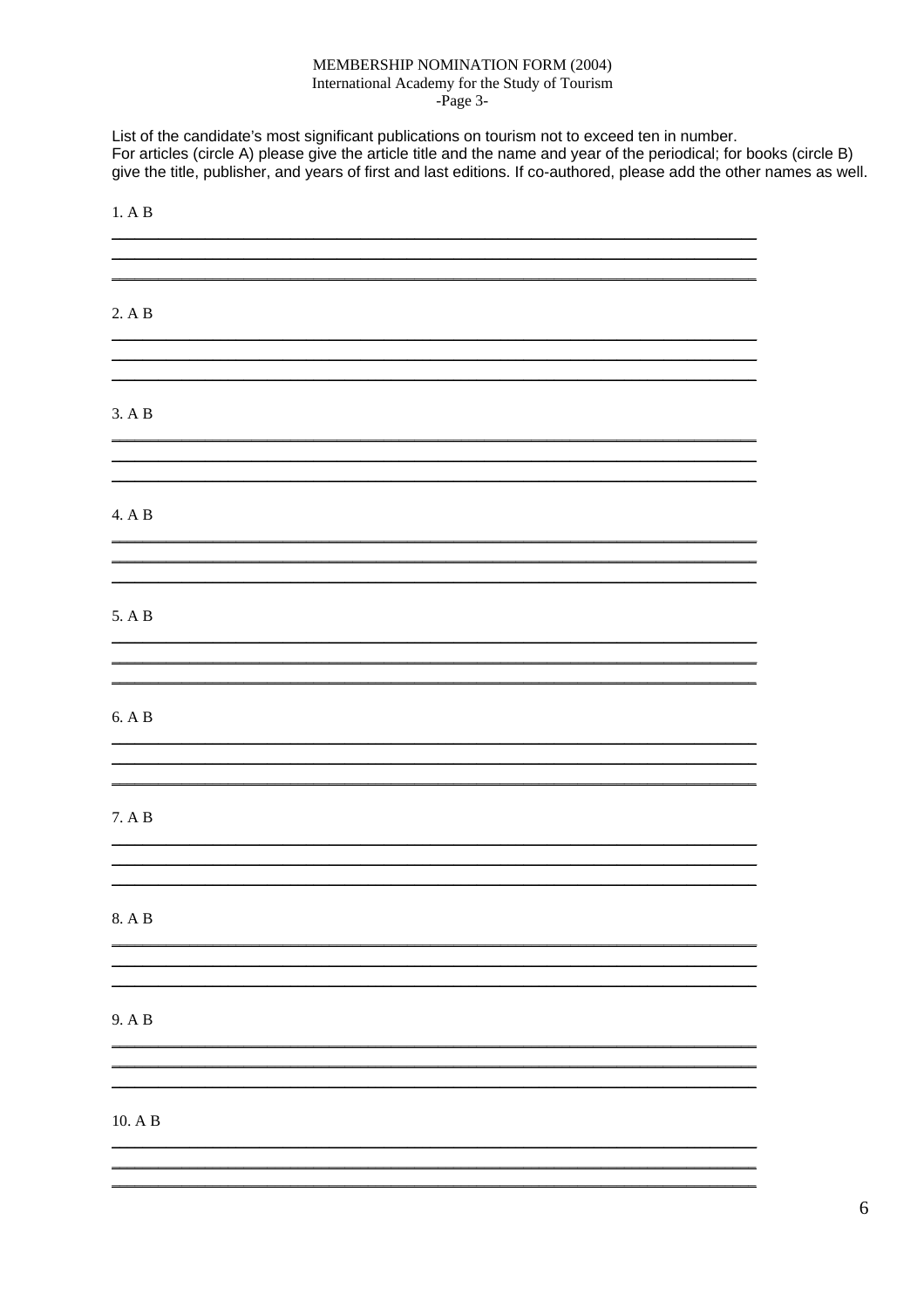MEMBERSHIP NOMINATION FORM (2004)
International Academy for the Study of Tourism
-Page 3-

List of the candidate's most significant publications on tourism not to exceed ten in number.
For articles (circle A) please give the article title and the name and year of the periodical; for books (circle B) give the title, publisher, and years of first and last editions. If co-authored, please add the other names as well.

1. A B

___________________________________________________________________________
___________________________________________________________________________
___________________________________________________________________________

2. A B

___________________________________________________________________________
___________________________________________________________________________
___________________________________________________________________________

3. A B

___________________________________________________________________________
___________________________________________________________________________
___________________________________________________________________________

4. A B

___________________________________________________________________________
___________________________________________________________________________
___________________________________________________________________________

5. A B

___________________________________________________________________________
___________________________________________________________________________
___________________________________________________________________________

6. A B

___________________________________________________________________________
___________________________________________________________________________
___________________________________________________________________________

7. A B

___________________________________________________________________________
___________________________________________________________________________
___________________________________________________________________________

8. A B

___________________________________________________________________________
___________________________________________________________________________
___________________________________________________________________________

9. A B

___________________________________________________________________________
___________________________________________________________________________
___________________________________________________________________________

10. A B

___________________________________________________________________________
___________________________________________________________________________
___________________________________________________________________________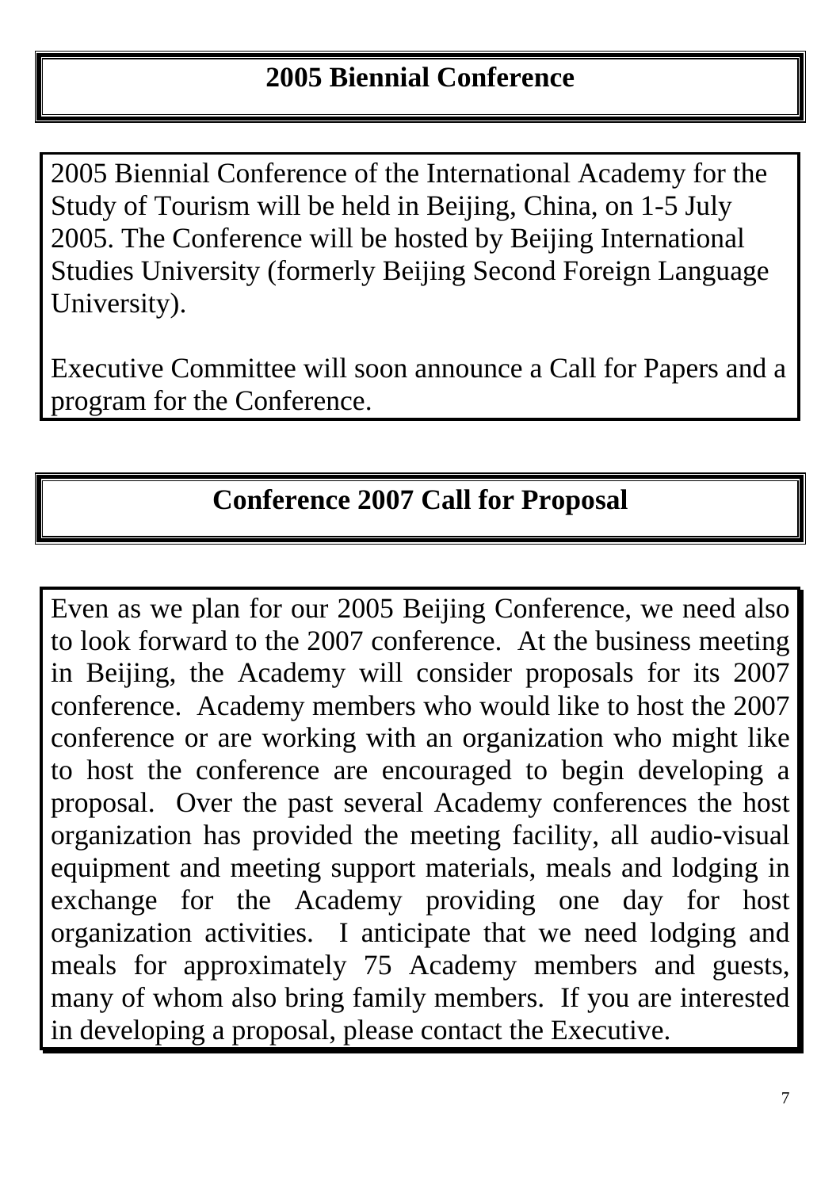## 2005 Biennial Conference

2005 Biennial Conference of the International Academy for the Study of Tourism will be held in Beijing, China, on 1-5 July 2005. The Conference will be hosted by Beijing International Studies University (formerly Beijing Second Foreign Language University).

Executive Committee will soon announce a Call for Papers and a program for the Conference.

## Conference 2007 Call for Proposal

Even as we plan for our 2005 Beijing Conference, we need also to look forward to the 2007 conference. At the business meeting in Beijing, the Academy will consider proposals for its 2007 conference. Academy members who would like to host the 2007 conference or are working with an organization who might like to host the conference are encouraged to begin developing a proposal. Over the past several Academy conferences the host organization has provided the meeting facility, all audio-visual equipment and meeting support materials, meals and lodging in exchange for the Academy providing one day for host organization activities. I anticipate that we need lodging and meals for approximately 75 Academy members and guests, many of whom also bring family members. If you are interested in developing a proposal, please contact the Executive.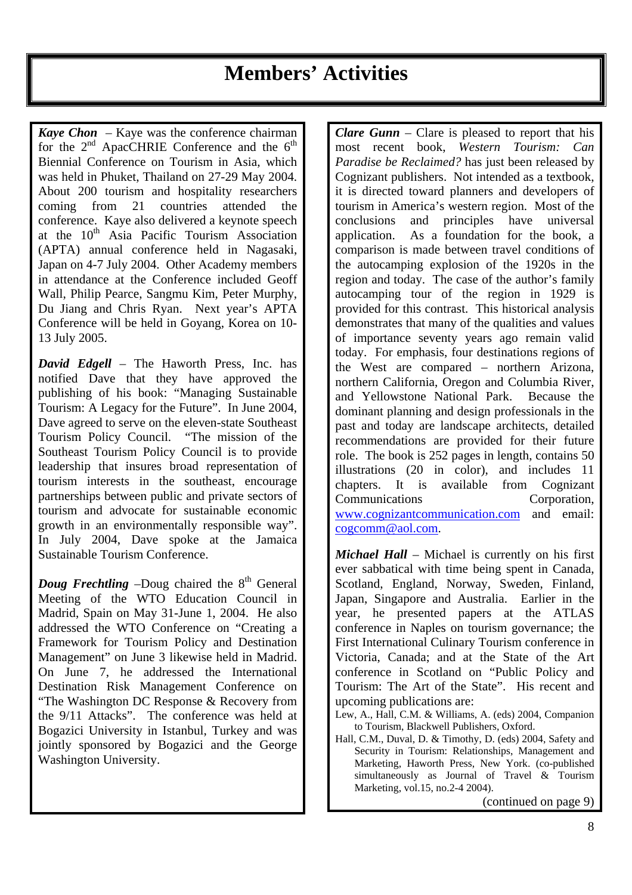# Members' Activities

***Kaye Chon*** – Kaye was the conference chairman for the 2nd ApacCHRIE Conference and the 6th Biennial Conference on Tourism in Asia, which was held in Phuket, Thailand on 27-29 May 2004. About 200 tourism and hospitality researchers coming from 21 countries attended the conference. Kaye also delivered a keynote speech at the 10th Asia Pacific Tourism Association (APTA) annual conference held in Nagasaki, Japan on 4-7 July 2004. Other Academy members in attendance at the Conference included Geoff Wall, Philip Pearce, Sangmu Kim, Peter Murphy, Du Jiang and Chris Ryan. Next year's APTA Conference will be held in Goyang, Korea on 10-13 July 2005.

***David Edgell*** – The Haworth Press, Inc. has notified Dave that they have approved the publishing of his book: "Managing Sustainable Tourism: A Legacy for the Future". In June 2004, Dave agreed to serve on the eleven-state Southeast Tourism Policy Council. "The mission of the Southeast Tourism Policy Council is to provide leadership that insures broad representation of tourism interests in the southeast, encourage partnerships between public and private sectors of tourism and advocate for sustainable economic growth in an environmentally responsible way". In July 2004, Dave spoke at the Jamaica Sustainable Tourism Conference.

***Doug Frechtling*** –Doug chaired the 8th General Meeting of the WTO Education Council in Madrid, Spain on May 31-June 1, 2004. He also addressed the WTO Conference on "Creating a Framework for Tourism Policy and Destination Management" on June 3 likewise held in Madrid. On June 7, he addressed the International Destination Risk Management Conference on "The Washington DC Response & Recovery from the 9/11 Attacks". The conference was held at Bogazici University in Istanbul, Turkey and was jointly sponsored by Bogazici and the George Washington University.

***Clare Gunn*** – Clare is pleased to report that his most recent book, *Western Tourism: Can Paradise be Reclaimed?* has just been released by Cognizant publishers. Not intended as a textbook, it is directed toward planners and developers of tourism in America's western region. Most of the conclusions and principles have universal application. As a foundation for the book, a comparison is made between travel conditions of the autocamping explosion of the 1920s in the region and today. The case of the author's family autocamping tour of the region in 1929 is provided for this contrast. This historical analysis demonstrates that many of the qualities and values of importance seventy years ago remain valid today. For emphasis, four destinations regions of the West are compared – northern Arizona, northern California, Oregon and Columbia River, and Yellowstone National Park. Because the dominant planning and design professionals in the past and today are landscape architects, detailed recommendations are provided for their future role. The book is 252 pages in length, contains 50 illustrations (20 in color), and includes 11 chapters. It is available from Cognizant Communications Corporation, www.cognizantcommunication.com and email: cogcomm@aol.com.

***Michael Hall*** – Michael is currently on his first ever sabbatical with time being spent in Canada, Scotland, England, Norway, Sweden, Finland, Japan, Singapore and Australia. Earlier in the year, he presented papers at the ATLAS conference in Naples on tourism governance; the First International Culinary Tourism conference in Victoria, Canada; and at the State of the Art conference in Scotland on "Public Policy and Tourism: The Art of the State". His recent and upcoming publications are:

Lew, A., Hall, C.M. & Williams, A. (eds) 2004, Companion to Tourism, Blackwell Publishers, Oxford.

Hall, C.M., Duval, D. & Timothy, D. (eds) 2004, Safety and Security in Tourism: Relationships, Management and Marketing, Haworth Press, New York. (co-published simultaneously as Journal of Travel & Tourism Marketing, vol.15, no.2-4 2004).

(continued on page 9)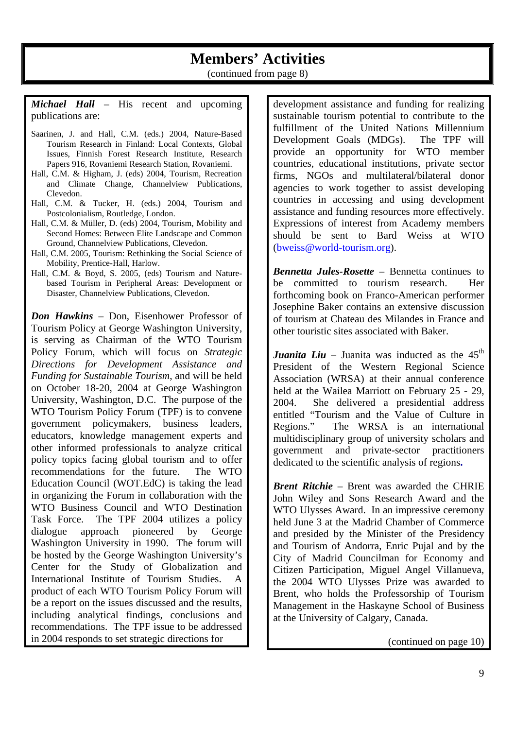# Members' Activities

(continued from page 8)

***Michael Hall*** – His recent and upcoming publications are:

- Saarinen, J. and Hall, C.M. (eds.) 2004, Nature-Based Tourism Research in Finland: Local Contexts, Global Issues, Finnish Forest Research Institute, Research Papers 916, Rovaniemi Research Station, Rovaniemi.
- Hall, C.M. & Higham, J. (eds) 2004, Tourism, Recreation and Climate Change, Channelview Publications, Clevedon.
- Hall, C.M. & Tucker, H. (eds.) 2004, Tourism and Postcolonialism, Routledge, London.
- Hall, C.M. & Müller, D. (eds) 2004, Tourism, Mobility and Second Homes: Between Elite Landscape and Common Ground, Channelview Publications, Clevedon.
- Hall, C.M. 2005, Tourism: Rethinking the Social Science of Mobility, Prentice-Hall, Harlow.
- Hall, C.M. & Boyd, S. 2005, (eds) Tourism and Nature-based Tourism in Peripheral Areas: Development or Disaster, Channelview Publications, Clevedon.

***Don Hawkins*** – Don, Eisenhower Professor of Tourism Policy at George Washington University, is serving as Chairman of the WTO Tourism Policy Forum, which will focus on *Strategic Directions for Development Assistance and Funding for Sustainable Tourism*, and will be held on October 18-20, 2004 at George Washington University, Washington, D.C. The purpose of the WTO Tourism Policy Forum (TPF) is to convene government policymakers, business leaders, educators, knowledge management experts and other informed professionals to analyze critical policy topics facing global tourism and to offer recommendations for the future. The WTO Education Council (WOT.EdC) is taking the lead in organizing the Forum in collaboration with the WTO Business Council and WTO Destination Task Force. The TPF 2004 utilizes a policy dialogue approach pioneered by George Washington University in 1990. The forum will be hosted by the George Washington University's Center for the Study of Globalization and International Institute of Tourism Studies. A product of each WTO Tourism Policy Forum will be a report on the issues discussed and the results, including analytical findings, conclusions and recommendations. The TPF issue to be addressed in 2004 responds to set strategic directions for development assistance and funding for realizing sustainable tourism potential to contribute to the fulfillment of the United Nations Millennium Development Goals (MDGs). The TPF will provide an opportunity for WTO member countries, educational institutions, private sector firms, NGOs and multilateral/bilateral donor agencies to work together to assist developing countries in accessing and using development assistance and funding resources more effectively. Expressions of interest from Academy members should be sent to Bard Weiss at WTO (bweiss@world-tourism.org).

***Bennetta Jules-Rosette*** – Bennetta continues to be committed to tourism research. Her forthcoming book on Franco-American performer Josephine Baker contains an extensive discussion of tourism at Chateau des Milandes in France and other touristic sites associated with Baker.

***Juanita Liu*** – Juanita was inducted as the 45th President of the Western Regional Science Association (WRSA) at their annual conference held at the Wailea Marriott on February 25 - 29, 2004. She delivered a presidential address entitled "Tourism and the Value of Culture in Regions." The WRSA is an international multidisciplinary group of university scholars and government and private-sector practitioners dedicated to the scientific analysis of regions.

***Brent Ritchie*** – Brent was awarded the CHRIE John Wiley and Sons Research Award and the WTO Ulysses Award. In an impressive ceremony held June 3 at the Madrid Chamber of Commerce and presided by the Minister of the Presidency and Tourism of Andorra, Enric Pujal and by the City of Madrid Councilman for Economy and Citizen Participation, Miguel Angel Villanueva, the 2004 WTO Ulysses Prize was awarded to Brent, who holds the Professorship of Tourism Management in the Haskayne School of Business at the University of Calgary, Canada.

(continued on page 10)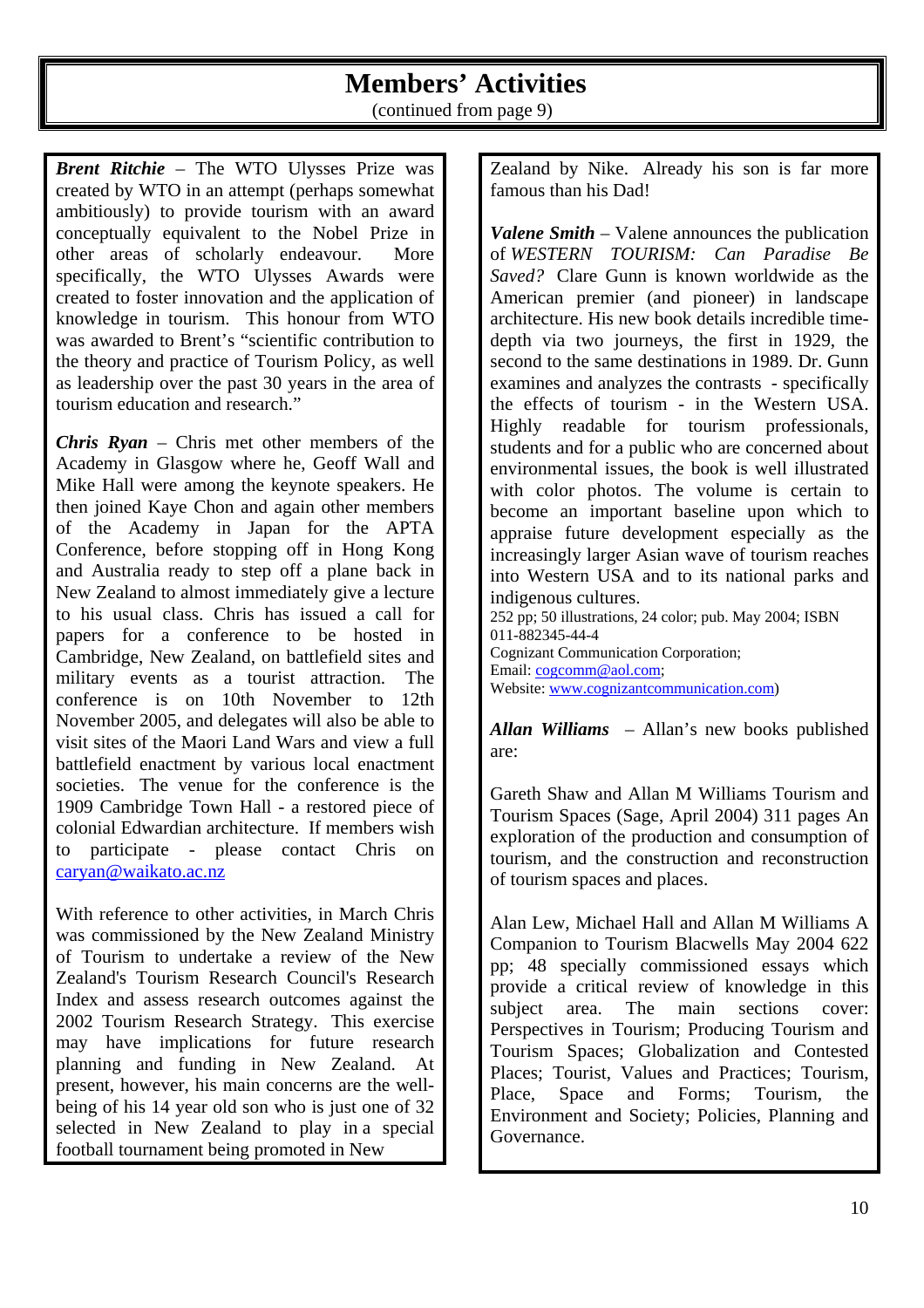# Members' Activities

(continued from page 9)

***Brent Ritchie*** – The WTO Ulysses Prize was created by WTO in an attempt (perhaps somewhat ambitiously) to provide tourism with an award conceptually equivalent to the Nobel Prize in other areas of scholarly endeavour. More specifically, the WTO Ulysses Awards were created to foster innovation and the application of knowledge in tourism. This honour from WTO was awarded to Brent's "scientific contribution to the theory and practice of Tourism Policy, as well as leadership over the past 30 years in the area of tourism education and research."

***Chris Ryan*** – Chris met other members of the Academy in Glasgow where he, Geoff Wall and Mike Hall were among the keynote speakers. He then joined Kaye Chon and again other members of the Academy in Japan for the APTA Conference, before stopping off in Hong Kong and Australia ready to step off a plane back in New Zealand to almost immediately give a lecture to his usual class. Chris has issued a call for papers for a conference to be hosted in Cambridge, New Zealand, on battlefield sites and military events as a tourist attraction. The conference is on 10th November to 12th November 2005, and delegates will also be able to visit sites of the Maori Land Wars and view a full battlefield enactment by various local enactment societies. The venue for the conference is the 1909 Cambridge Town Hall - a restored piece of colonial Edwardian architecture. If members wish to participate - please contact Chris on caryan@waikato.ac.nz

With reference to other activities, in March Chris was commissioned by the New Zealand Ministry of Tourism to undertake a review of the New Zealand's Tourism Research Council's Research Index and assess research outcomes against the 2002 Tourism Research Strategy. This exercise may have implications for future research planning and funding in New Zealand. At present, however, his main concerns are the well-being of his 14 year old son who is just one of 32 selected in New Zealand to play in a special football tournament being promoted in New Zealand by Nike. Already his son is far more famous than his Dad!

***Valene Smith*** – Valene announces the publication of *WESTERN TOURISM: Can Paradise Be Saved?* Clare Gunn is known worldwide as the American premier (and pioneer) in landscape architecture. His new book details incredible time-depth via two journeys, the first in 1929, the second to the same destinations in 1989. Dr. Gunn examines and analyzes the contrasts - specifically the effects of tourism - in the Western USA. Highly readable for tourism professionals, students and for a public who are concerned about environmental issues, the book is well illustrated with color photos. The volume is certain to become an important baseline upon which to appraise future development especially as the increasingly larger Asian wave of tourism reaches into Western USA and to its national parks and indigenous cultures.

252 pp; 50 illustrations, 24 color; pub. May 2004; ISBN 011-882345-44-4
Cognizant Communication Corporation;
Email: cogcomm@aol.com;
Website: www.cognizantcommunication.com)

***Allan Williams*** – Allan's new books published are:

Gareth Shaw and Allan M Williams Tourism and Tourism Spaces (Sage, April 2004) 311 pages An exploration of the production and consumption of tourism, and the construction and reconstruction of tourism spaces and places.

Alan Lew, Michael Hall and Allan M Williams A Companion to Tourism Blacwells May 2004 622 pp; 48 specially commissioned essays which provide a critical review of knowledge in this subject area. The main sections cover: Perspectives in Tourism; Producing Tourism and Tourism Spaces; Globalization and Contested Places; Tourist, Values and Practices; Tourism, Place, Space and Forms; Tourism, the Environment and Society; Policies, Planning and Governance.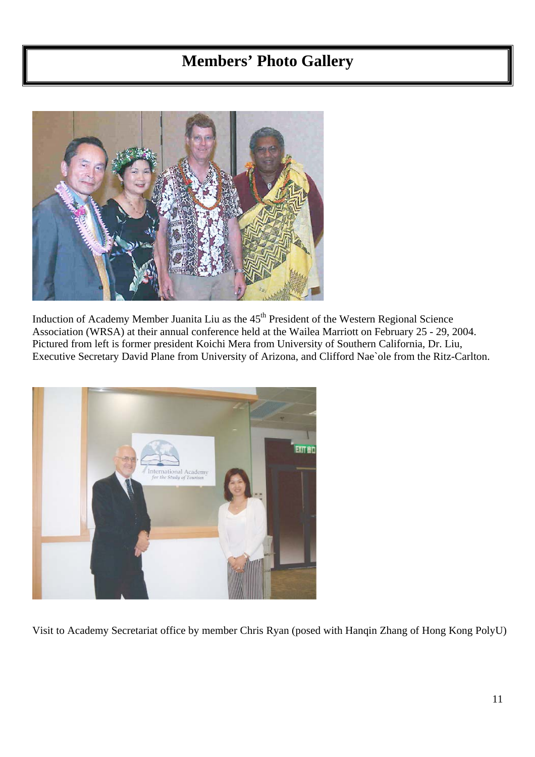# Members' Photo Gallery

Induction of Academy Member Juanita Liu as the 45th President of the Western Regional Science Association (WRSA) at their annual conference held at the Wailea Marriott on February 25 - 29, 2004. Pictured from left is former president Koichi Mera from University of Southern California, Dr. Liu, Executive Secretary David Plane from University of Arizona, and Clifford Nae`ole from the Ritz-Carlton.

Visit to Academy Secretariat office by member Chris Ryan (posed with Hanqin Zhang of Hong Kong PolyU)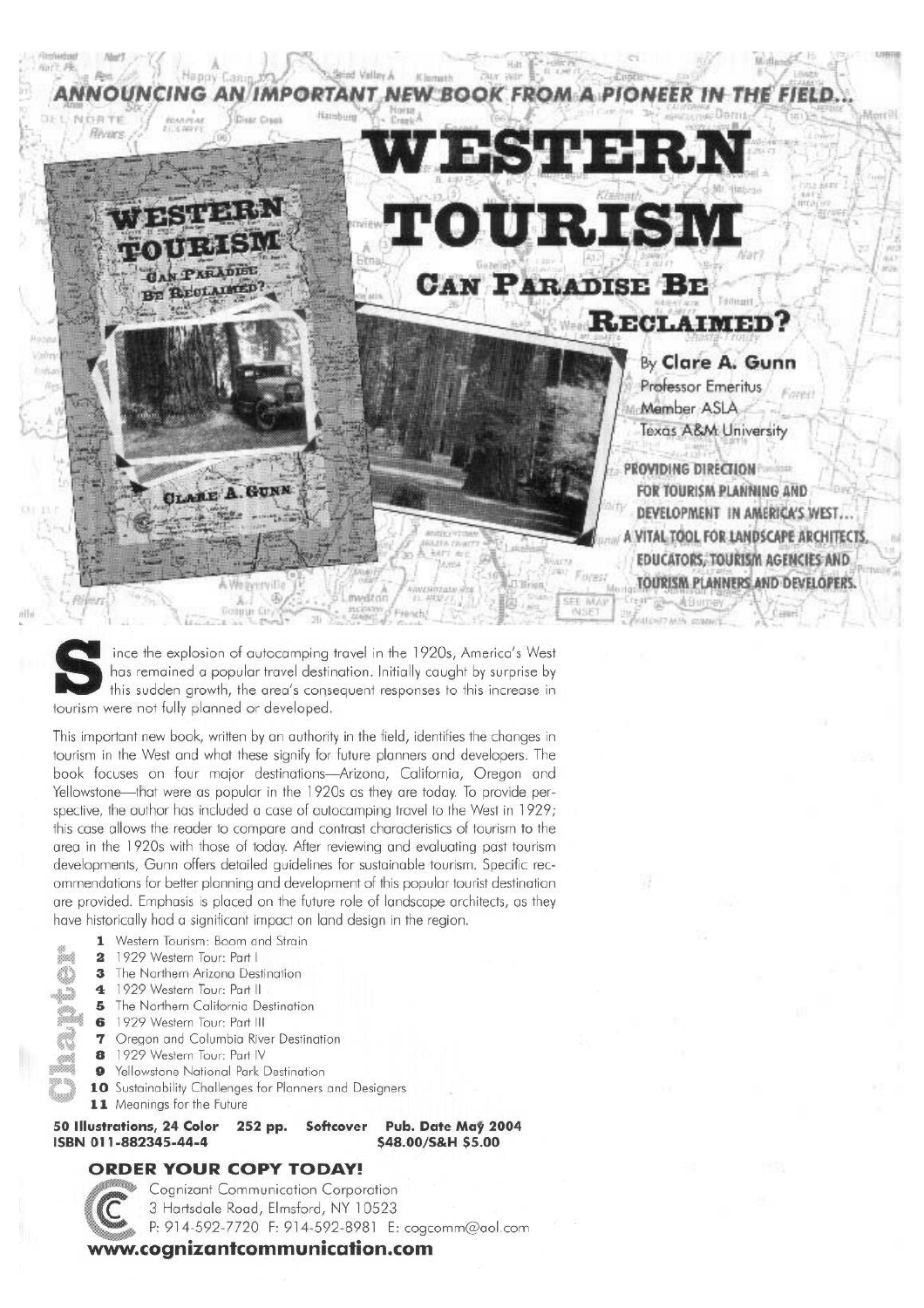ANNOUNCING AN IMPORTANT NEW BOOK FROM A PIONEER IN THE FIELD...

# WESTERN TOURISM

## CAN PARADISE BE RECLAIMED?

By **Clare A. Gunn**
Professor Emeritus
Member ASLA
Texas A&M University

PROVIDING DIRECTION FOR TOURISM PLANNING AND DEVELOPMENT IN AMERICA'S WEST...
A VITAL TOOL FOR LANDSCAPE ARCHITECTS, EDUCATORS, TOURISM AGENCIES AND TOURISM PLANNERS AND DEVELOPERS.

Since the explosion of autocamping travel in the 1920s, America's West has remained a popular travel destination. Initially caught by surprise by this sudden growth, the area's consequent responses to this increase in tourism were not fully planned or developed.

This important new book, written by an authority in the field, identifies the changes in tourism in the West and what these signify for future planners and developers. The book focuses on four major destinations—Arizona, California, Oregon and Yellowstone—that were as popular in the 1920s as they are today. To provide perspective, the author has included a case of autocamping travel to the West in 1929; this case allows the reader to compare and contrast characteristics of tourism to the area in the 1920s with those of today. After reviewing and evaluating past tourism developments, Gunn offers detailed guidelines for sustainable tourism. Specific recommendations for better planning and development of this popular tourist destination are provided. Emphasis is placed on the future role of landscape architects, as they have historically had a significant impact on land design in the region.

Chapter

1. Western Tourism: Boom and Strain
2. 1929 Western Tour: Part I
3. The Northern Arizona Destination
4. 1929 Western Tour: Part II
5. The Northern California Destination
6. 1929 Western Tour: Part III
7. Oregon and Columbia River Destination
8. 1929 Western Tour: Part IV
9. Yellowstone National Park Destination
10. Sustainability Challenges for Planners and Designers
11. Meanings for the Future

**50 Illustrations, 24 Color 252 pp. Softcover Pub. Date May 2004**
**ISBN 011-882345-44-4 $48.00/S&H $5.00**

**ORDER YOUR COPY TODAY!**

Cognizant Communication Corporation
3 Hartsdale Road, Elmsford, NY 10523
P: 914-592-7720 F: 914-592-8981 E: cogcomm@aol.com

**www.cognizantcommunication.com**